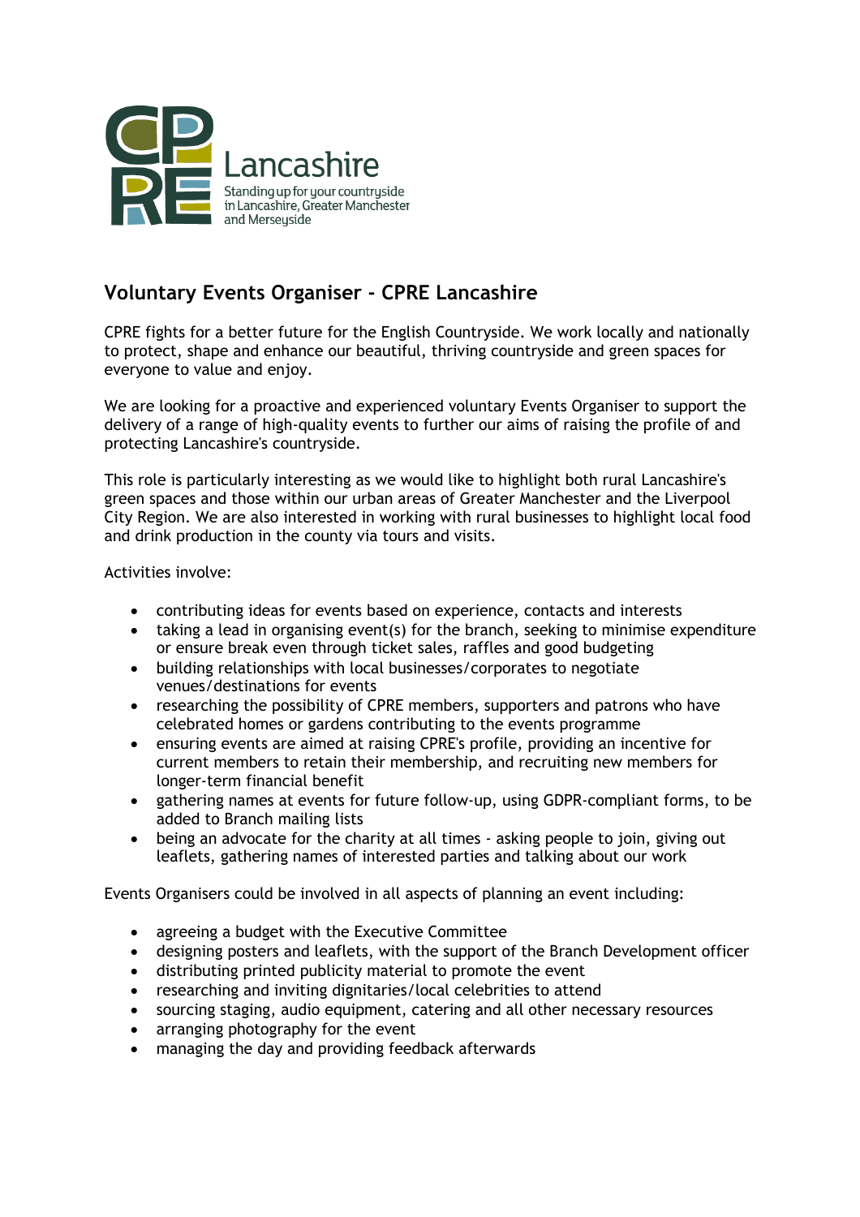Lancashire

Standing up for your countryside in Lancashire, Greater Manchester and Merseyside

## Voluntary Events Organiser - CPRE Lancashire

CPRE fights for a better future for the English Countryside. We work locally and nationally to protect, shape and enhance our beautiful, thriving countryside and green spaces for everyone to value and enjoy.

We are looking for a proactive and experienced voluntary Events Organiser to support the delivery of a range of high-quality events to further our aims of raising the profile of and protecting Lancashire's countryside.

This role is particularly interesting as we would like to highlight both rural Lancashire's green spaces and those within our urban areas of Greater Manchester and the Liverpool City Region. We are also interested in working with rural businesses to highlight local food and drink production in the county via tours and visits.

Activities involve:

- contributing ideas for events based on experience, contacts and interests
- taking a lead in organising event(s) for the branch, seeking to minimise expenditure or ensure break even through ticket sales, raffles and good budgeting
- building relationships with local businesses/corporates to negotiate venues/destinations for events
- researching the possibility of CPRE members, supporters and patrons who have celebrated homes or gardens contributing to the events programme
- ensuring events are aimed at raising CPRE's profile, providing an incentive for current members to retain their membership, and recruiting new members for longer-term financial benefit
- gathering names at events for future follow-up, using GDPR-compliant forms, to be added to Branch mailing lists
- being an advocate for the charity at all times - asking people to join, giving out leaflets, gathering names of interested parties and talking about our work

Events Organisers could be involved in all aspects of planning an event including:

- agreeing a budget with the Executive Committee
- designing posters and leaflets, with the support of the Branch Development officer
- distributing printed publicity material to promote the event
- researching and inviting dignitaries/local celebrities to attend
- sourcing staging, audio equipment, catering and all other necessary resources
- arranging photography for the event
- managing the day and providing feedback afterwards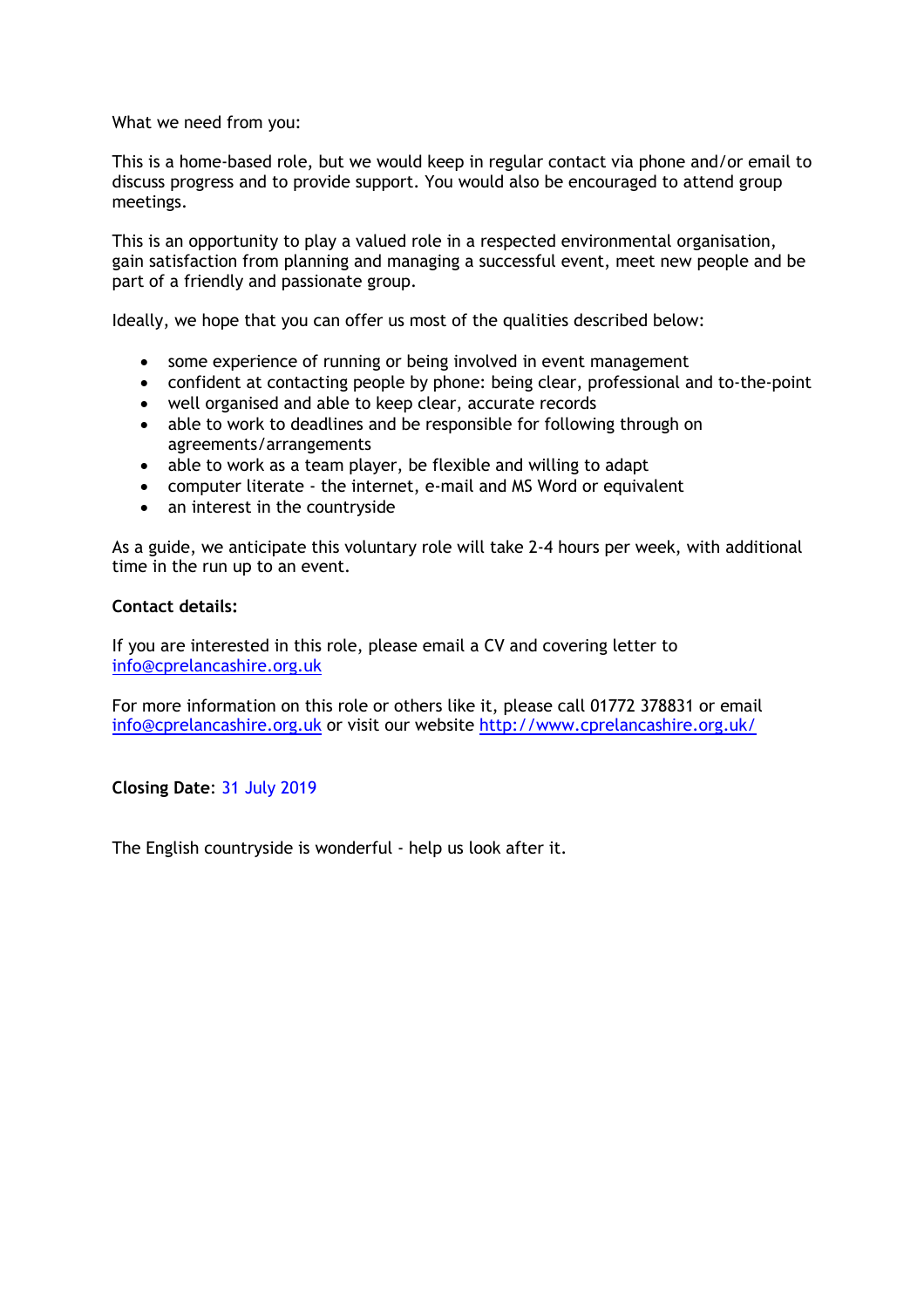What we need from you:

This is a home-based role, but we would keep in regular contact via phone and/or email to discuss progress and to provide support. You would also be encouraged to attend group meetings.

This is an opportunity to play a valued role in a respected environmental organisation, gain satisfaction from planning and managing a successful event, meet new people and be part of a friendly and passionate group.

Ideally, we hope that you can offer us most of the qualities described below:

- some experience of running or being involved in event management
- confident at contacting people by phone: being clear, professional and to-the-point
- well organised and able to keep clear, accurate records
- able to work to deadlines and be responsible for following through on agreements/arrangements
- able to work as a team player, be flexible and willing to adapt
- computer literate - the internet, e-mail and MS Word or equivalent
- an interest in the countryside

As a guide, we anticipate this voluntary role will take 2-4 hours per week, with additional time in the run up to an event.

**Contact details:**

If you are interested in this role, please email a CV and covering letter to info@cprelancashire.org.uk

For more information on this role or others like it, please call 01772 378831 or email info@cprelancashire.org.uk or visit our website http://www.cprelancashire.org.uk/

**Closing Date**: 31 July 2019

The English countryside is wonderful - help us look after it.